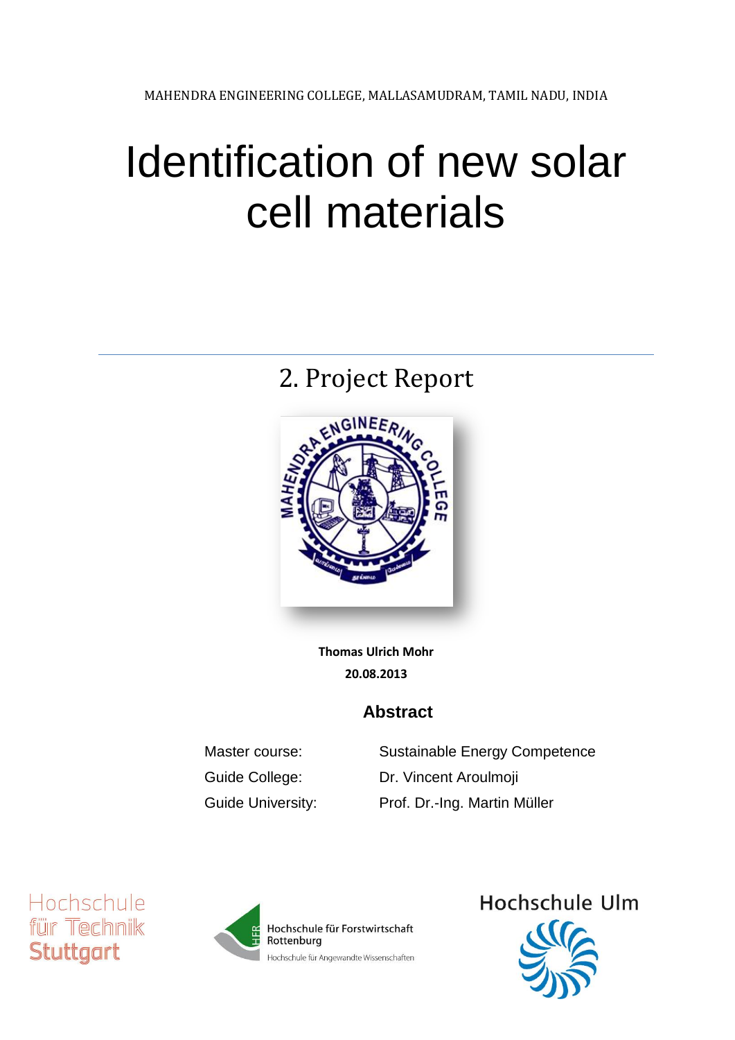MAHENDRA ENGINEERING COLLEGE, MALLASAMUDRAM, TAMIL NADU, INDIA

# Identification of new solar cell materials

## 2. Project Report

**Thomas Ulrich Mohr**

**20.08.2013**

### Abstract

| | |
|---|---|
| Master course: | Sustainable Energy Competence |
| Guide College: | Dr. Vincent Aroulmoji |
| Guide University: | Prof. Dr.-Ing. Martin Müller |

Hochschule für Technik Stuttgart

Hochschule für Forstwirtschaft Rottenburg
Hochschule für Angewandte Wissenschaften

Hochschule Ulm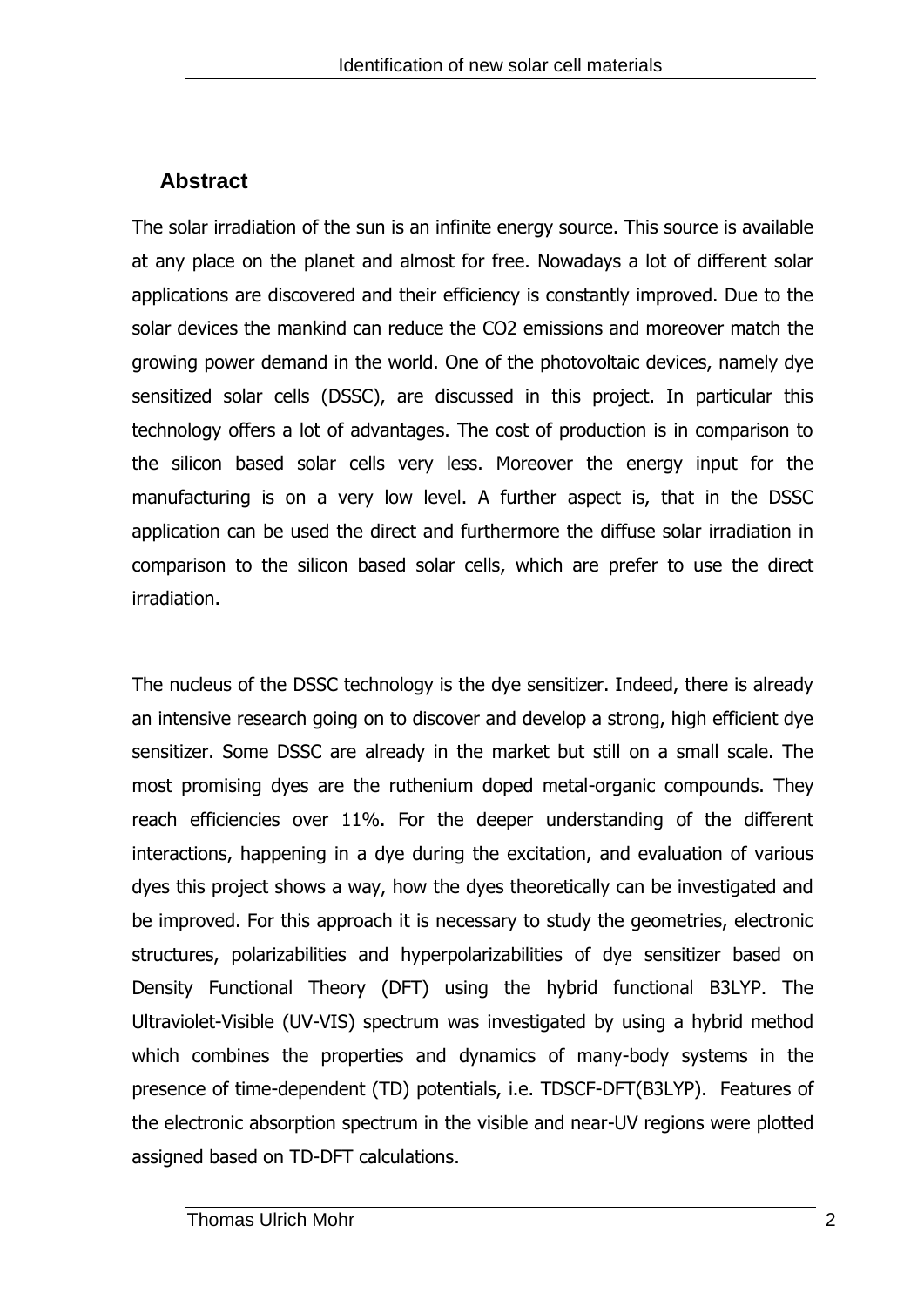## Abstract

The solar irradiation of the sun is an infinite energy source. This source is available at any place on the planet and almost for free. Nowadays a lot of different solar applications are discovered and their efficiency is constantly improved. Due to the solar devices the mankind can reduce the $CO_2$ emissions and moreover match the growing power demand in the world. One of the photovoltaic devices, namely dye sensitized solar cells (DSSC), are discussed in this project. In particular this technology offers a lot of advantages. The cost of production is in comparison to the silicon based solar cells very less. Moreover the energy input for the manufacturing is on a very low level. A further aspect is, that in the DSSC application can be used the direct and furthermore the diffuse solar irradiation in comparison to the silicon based solar cells, which are prefer to use the direct irradiation.

The nucleus of the DSSC technology is the dye sensitizer. Indeed, there is already an intensive research going on to discover and develop a strong, high efficient dye sensitizer. Some DSSC are already in the market but still on a small scale. The most promising dyes are the ruthenium doped metal-organic compounds. They reach efficiencies over 11%. For the deeper understanding of the different interactions, happening in a dye during the excitation, and evaluation of various dyes this project shows a way, how the dyes theoretically can be investigated and be improved. For this approach it is necessary to study the geometries, electronic structures, polarizabilities and hyperpolarizabilities of dye sensitizer based on Density Functional Theory (DFT) using the hybrid functional B3LYP. The Ultraviolet-Visible (UV-VIS) spectrum was investigated by using a hybrid method which combines the properties and dynamics of many-body systems in the presence of time-dependent (TD) potentials, i.e. TDSCF-DFT(B3LYP). Features of the electronic absorption spectrum in the visible and near-UV regions were plotted assigned based on TD-DFT calculations.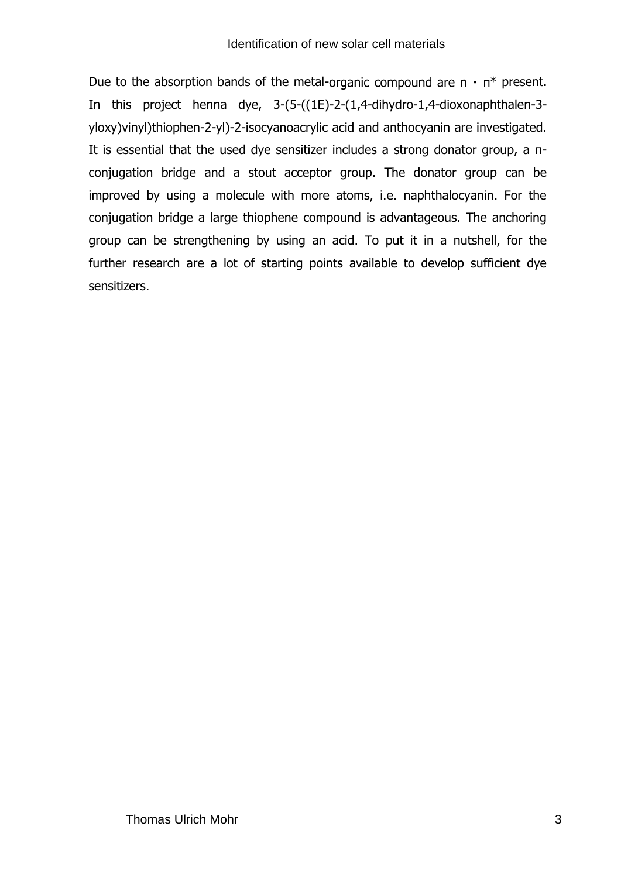Due to the absorption bands of the metal-organic compound are n · π* present. In this project henna dye, 3-(5-((1E)-2-(1,4-dihydro-1,4-dioxonaphthalen-3-yloxy)vinyl)thiophen-2-yl)-2-isocyanoacrylic acid and anthocyanin are investigated. It is essential that the used dye sensitizer includes a strong donator group, a π-conjugation bridge and a stout acceptor group. The donator group can be improved by using a molecule with more atoms, i.e. naphthalocyanin. For the conjugation bridge a large thiophene compound is advantageous. The anchoring group can be strengthening by using an acid. To put it in a nutshell, for the further research are a lot of starting points available to develop sufficient dye sensitizers.